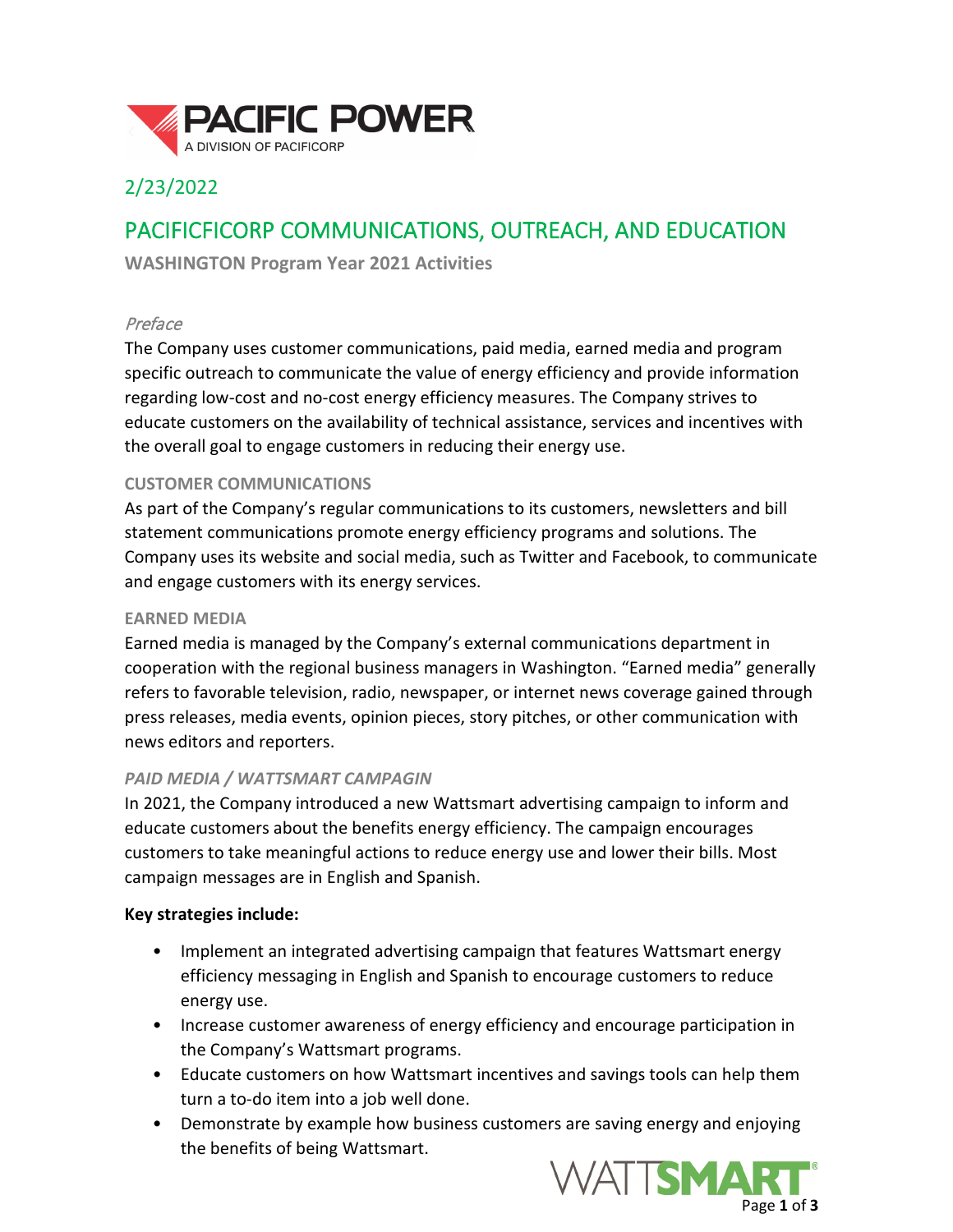2/23/2022

# PACIFICFICORP COMMUNICATIONS, OUTREACH, AND EDUCATION

**WASHINGTON Program Year 2021 Activities**

*Preface*

The Company uses customer communications, paid media, earned media and program specific outreach to communicate the value of energy efficiency and provide information regarding low-cost and no-cost energy efficiency measures. The Company strives to educate customers on the availability of technical assistance, services and incentives with the overall goal to engage customers in reducing their energy use.

## CUSTOMER COMMUNICATIONS

As part of the Company's regular communications to its customers, newsletters and bill statement communications promote energy efficiency programs and solutions. The Company uses its website and social media, such as Twitter and Facebook, to communicate and engage customers with its energy services.

## EARNED MEDIA

Earned media is managed by the Company's external communications department in cooperation with the regional business managers in Washington. "Earned media" generally refers to favorable television, radio, newspaper, or internet news coverage gained through press releases, media events, opinion pieces, story pitches, or other communication with news editors and reporters.

## *PAID MEDIA / WATTSMART CAMPAGIN*

In 2021, the Company introduced a new Wattsmart advertising campaign to inform and educate customers about the benefits energy efficiency. The campaign encourages customers to take meaningful actions to reduce energy use and lower their bills. Most campaign messages are in English and Spanish.

**Key strategies include:**

- Implement an integrated advertising campaign that features Wattsmart energy efficiency messaging in English and Spanish to encourage customers to reduce energy use.
- Increase customer awareness of energy efficiency and encourage participation in the Company's Wattsmart programs.
- Educate customers on how Wattsmart incentives and savings tools can help them turn a to-do item into a job well done.
- Demonstrate by example how business customers are saving energy and enjoying the benefits of being Wattsmart.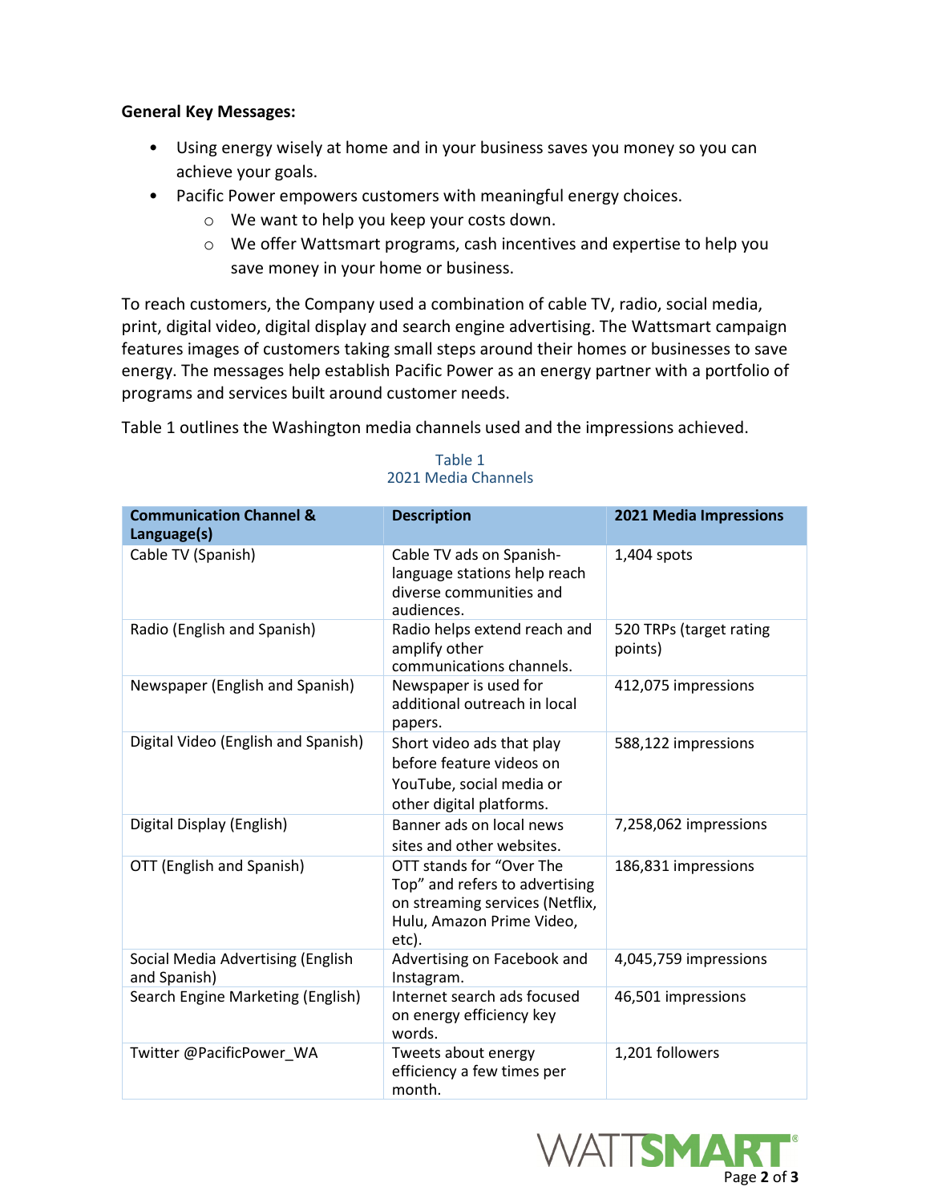**General Key Messages:**

- Using energy wisely at home and in your business saves you money so you can achieve your goals.
- Pacific Power empowers customers with meaningful energy choices.
  - We want to help you keep your costs down.
  - We offer Wattsmart programs, cash incentives and expertise to help you save money in your home or business.

To reach customers, the Company used a combination of cable TV, radio, social media, print, digital video, digital display and search engine advertising. The Wattsmart campaign features images of customers taking small steps around their homes or businesses to save energy. The messages help establish Pacific Power as an energy partner with a portfolio of programs and services built around customer needs.

Table 1 outlines the Washington media channels used and the impressions achieved.

Table 1
2021 Media Channels

| Communication Channel & Language(s) | Description | 2021 Media Impressions |
|---|---|---|
| Cable TV (Spanish) | Cable TV ads on Spanish-language stations help reach diverse communities and audiences. | 1,404 spots |
| Radio (English and Spanish) | Radio helps extend reach and amplify other communications channels. | 520 TRPs (target rating points) |
| Newspaper (English and Spanish) | Newspaper is used for additional outreach in local papers. | 412,075 impressions |
| Digital Video (English and Spanish) | Short video ads that play before feature videos on YouTube, social media or other digital platforms. | 588,122 impressions |
| Digital Display (English) | Banner ads on local news sites and other websites. | 7,258,062 impressions |
| OTT (English and Spanish) | OTT stands for "Over The Top" and refers to advertising on streaming services (Netflix, Hulu, Amazon Prime Video, etc). | 186,831 impressions |
| Social Media Advertising (English and Spanish) | Advertising on Facebook and Instagram. | 4,045,759 impressions |
| Search Engine Marketing (English) | Internet search ads focused on energy efficiency key words. | 46,501 impressions |
| Twitter @PacificPower_WA | Tweets about energy efficiency a few times per month. | 1,201 followers |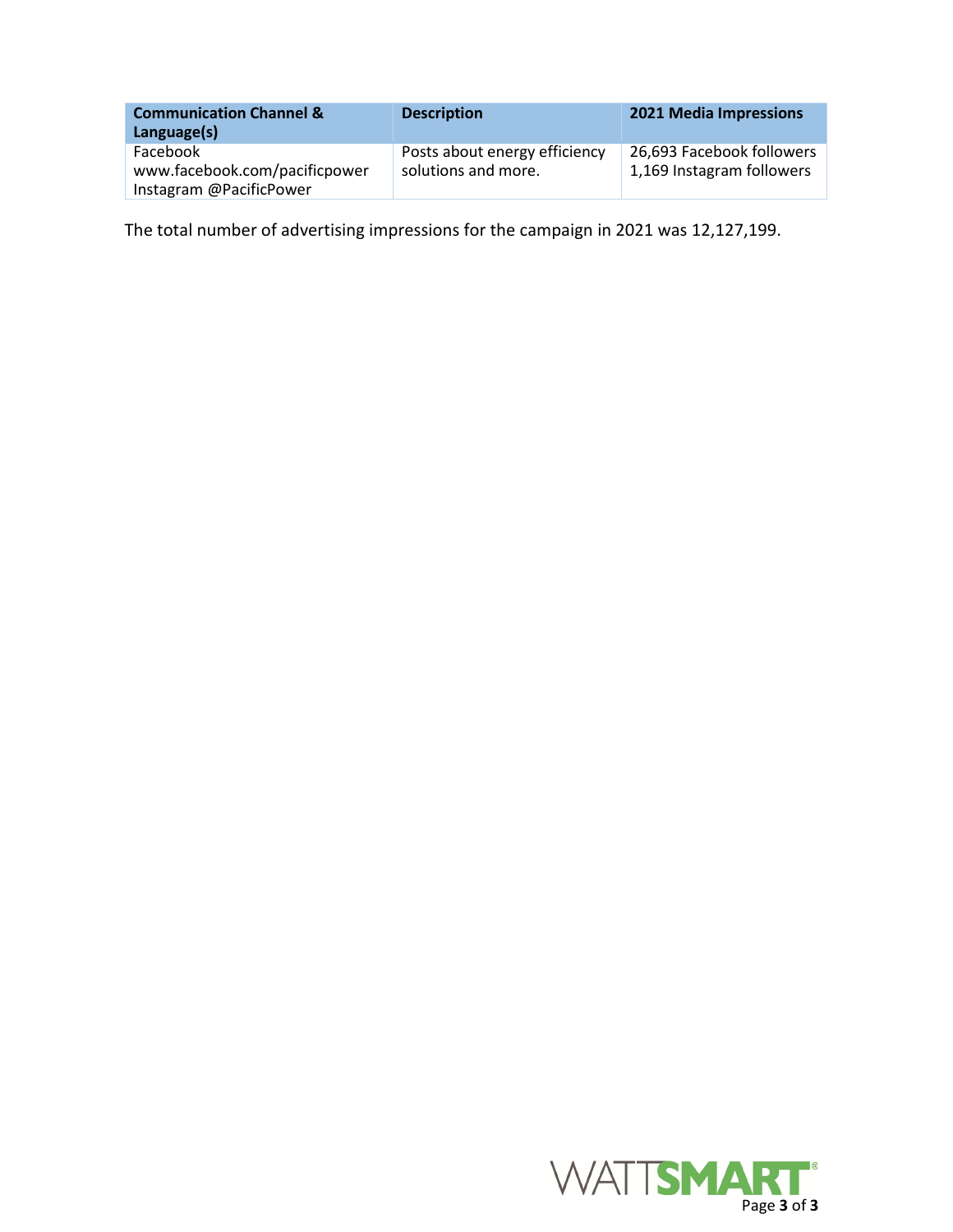| Communication Channel & Language(s) | Description | 2021 Media Impressions |
| --- | --- | --- |
| Facebook www.facebook.com/pacificpower Instagram @PacificPower | Posts about energy efficiency solutions and more. | 26,693 Facebook followers 1,169 Instagram followers |

The total number of advertising impressions for the campaign in 2021 was 12,127,199.